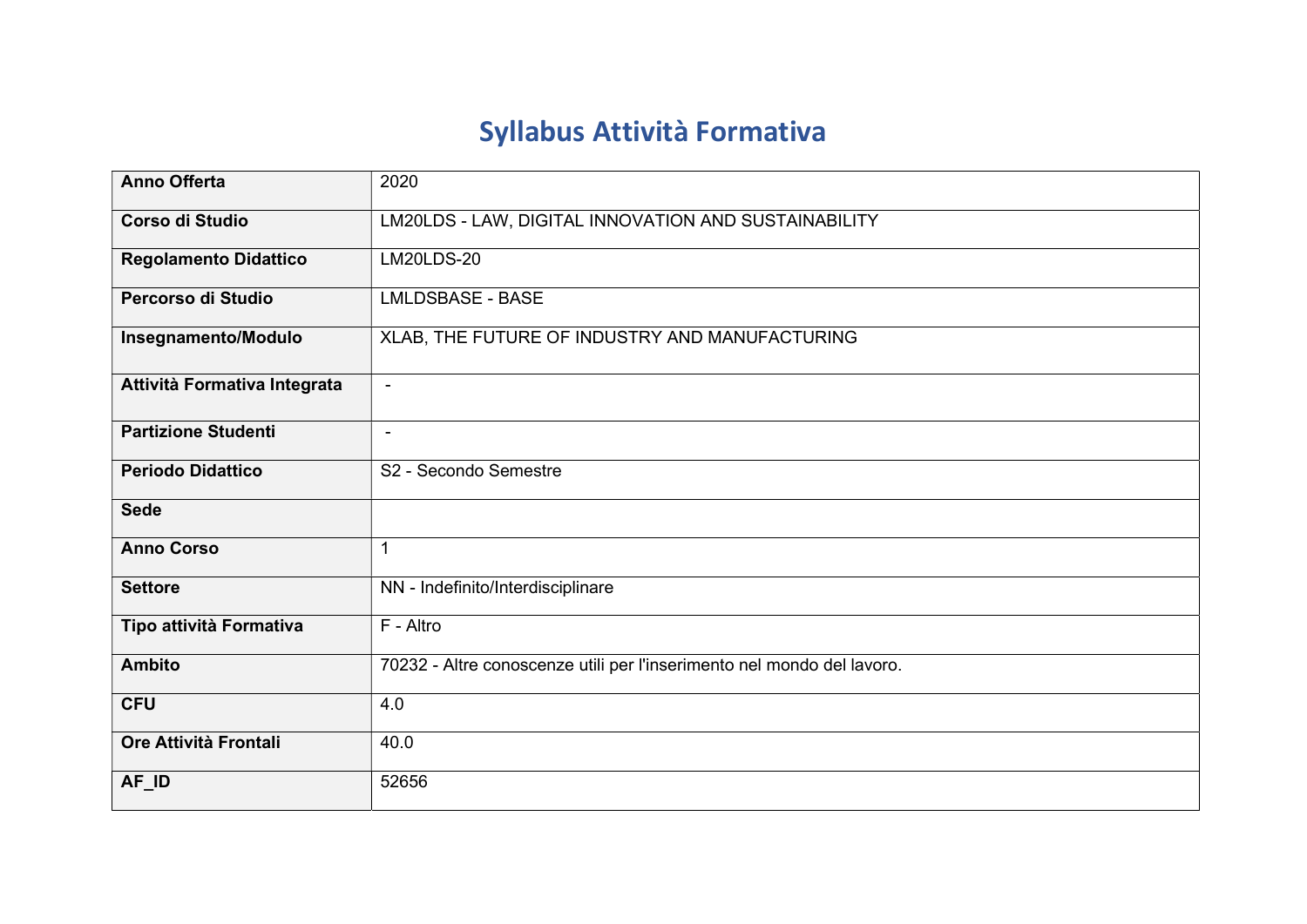# Syllabus Attività Formativa

| | |
|---|---|
| **Anno Offerta** | 2020 |
| **Corso di Studio** | LM20LDS - LAW, DIGITAL INNOVATION AND SUSTAINABILITY |
| **Regolamento Didattico** | LM20LDS-20 |
| **Percorso di Studio** | LMLDSBASE - BASE |
| **Insegnamento/Modulo** | XLAB, THE FUTURE OF INDUSTRY AND MANUFACTURING |
| **Attività Formativa Integrata** | - |
| **Partizione Studenti** | - |
| **Periodo Didattico** | S2 - Secondo Semestre |
| **Sede** | |
| **Anno Corso** | 1 |
| **Settore** | NN - Indefinito/Interdisciplinare |
| **Tipo attività Formativa** | F - Altro |
| **Ambito** | 70232 - Altre conoscenze utili per l'inserimento nel mondo del lavoro. |
| **CFU** | 4.0 |
| **Ore Attività Frontali** | 40.0 |
| **AF_ID** | 52656 |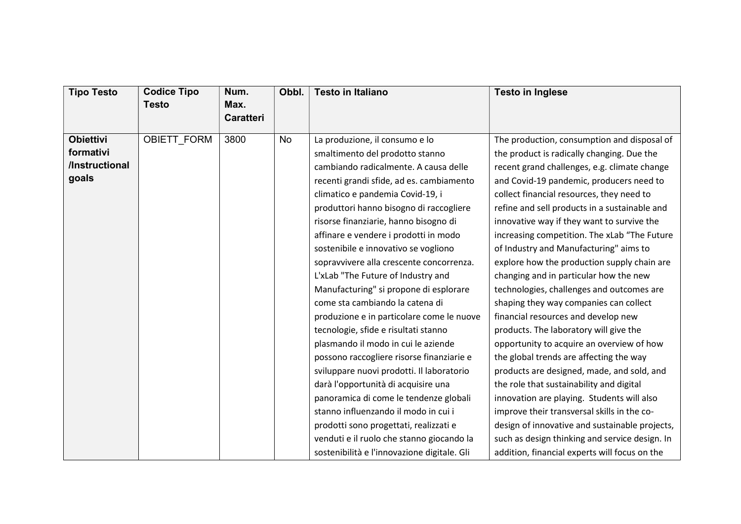| Tipo Testo | Codice Tipo Testo | Num. Max. Caratteri | Obbl. | Testo in Italiano | Testo in Inglese |
|---|---|---|---|---|---|
| **Obiettivi formativi /Instructional goals** | OBIETT_FORM | 3800 | No | La produzione, il consumo e lo smaltimento del prodotto stanno cambiando radicalmente. A causa delle recenti grandi sfide, ad es. cambiamento climatico e pandemia Covid-19, i produttori hanno bisogno di raccogliere risorse finanziarie, hanno bisogno di affinare e vendere i prodotti in modo sostenibile e innovativo se vogliono sopravvivere alla crescente concorrenza. L'xLab "The Future of Industry and Manufacturing" si propone di esplorare come sta cambiando la catena di produzione e in particolare come le nuove tecnologie, sfide e risultati stanno plasmando il modo in cui le aziende possono raccogliere risorse finanziarie e sviluppare nuovi prodotti. Il laboratorio darà l'opportunità di acquisire una panoramica di come le tendenze globali stanno influenzando il modo in cui i prodotti sono progettati, realizzati e venduti e il ruolo che stanno giocando la sostenibilità e l'innovazione digitale. Gli | The production, consumption and disposal of the product is radically changing. Due the recent grand challenges, e.g. climate change and Covid-19 pandemic, producers need to collect financial resources, they need to refine and sell products in a sustainable and innovative way if they want to survive the increasing competition. The xLab "The Future of Industry and Manufacturing" aims to explore how the production supply chain are changing and in particular how the new technologies, challenges and outcomes are shaping they way companies can collect financial resources and develop new products. The laboratory will give the opportunity to acquire an overview of how the global trends are affecting the way products are designed, made, and sold, and the role that sustainability and digital innovation are playing. Students will also improve their transversal skills in the co-design of innovative and sustainable projects, such as design thinking and service design. In addition, financial experts will focus on the |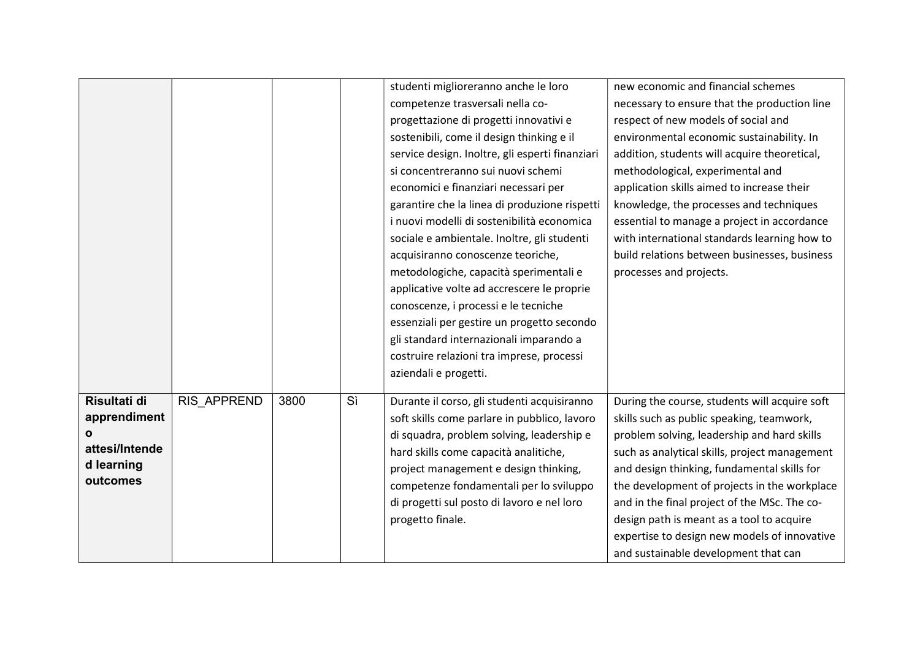| | | | | | |
|---|---|---|---|---|---|
| | | | | studenti miglioreranno anche le loro competenze trasversali nella co-progettazione di progetti innovativi e sostenibili, come il design thinking e il service design. Inoltre, gli esperti finanziari si concentreranno sui nuovi schemi economici e finanziari necessari per garantire che la linea di produzione rispetti i nuovi modelli di sostenibilità economica sociale e ambientale. Inoltre, gli studenti acquisiranno conoscenze teoriche, metodologiche, capacità sperimentali e applicative volte ad accrescere le proprie conoscenze, i processi e le tecniche essenziali per gestire un progetto secondo gli standard internazionali imparando a costruire relazioni tra imprese, processi aziendali e progetti. | new economic and financial schemes necessary to ensure that the production line respect of new models of social and environmental economic sustainability. In addition, students will acquire theoretical, methodological, experimental and application skills aimed to increase their knowledge, the processes and techniques essential to manage a project in accordance with international standards learning how to build relations between businesses, business processes and projects. |
| **Risultati di apprendimento attesi/Intended learning outcomes** | RIS_APPREND | 3800 | Sì | Durante il corso, gli studenti acquisiranno soft skills come parlare in pubblico, lavoro di squadra, problem solving, leadership e hard skills come capacità analitiche, project management e design thinking, competenze fondamentali per lo sviluppo di progetti sul posto di lavoro e nel loro progetto finale. | During the course, students will acquire soft skills such as public speaking, teamwork, problem solving, leadership and hard skills such as analytical skills, project management and design thinking, fundamental skills for the development of projects in the workplace and in the final project of the MSc. The co-design path is meant as a tool to acquire expertise to design new models of innovative and sustainable development that can |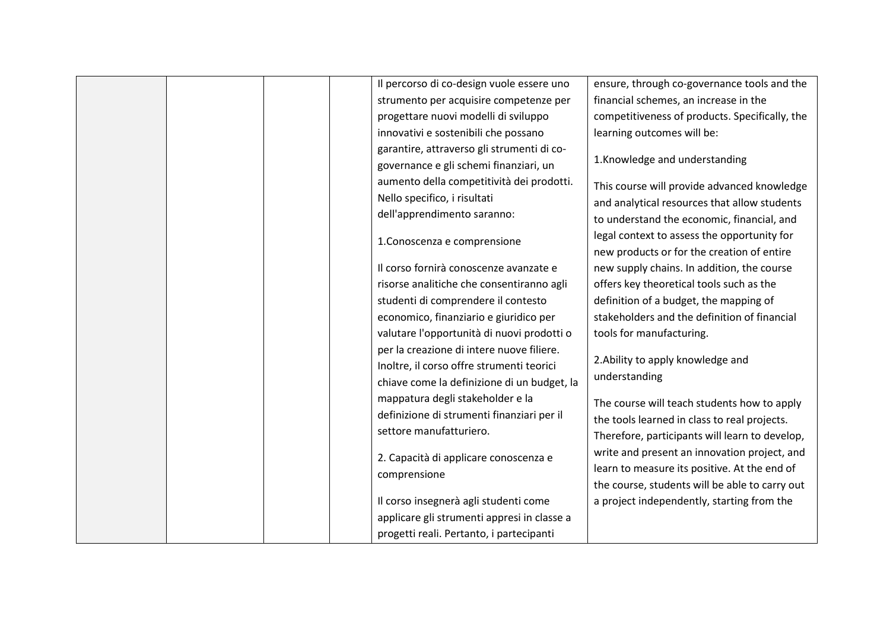| | | | | Il percorso di co-design vuole essere uno strumento per acquisire competenze per progettare nuovi modelli di sviluppo innovativi e sostenibili che possano garantire, attraverso gli strumenti di co-governance e gli schemi finanziari, un aumento della competitività dei prodotti. Nello specifico, i risultati dell'apprendimento saranno:<br><br>1.Conoscenza e comprensione<br><br>Il corso fornirà conoscenze avanzate e risorse analitiche che consentiranno agli studenti di comprendere il contesto economico, finanziario e giuridico per valutare l'opportunità di nuovi prodotti o per la creazione di intere nuove filiere. Inoltre, il corso offre strumenti teorici chiave come la definizione di un budget, la mappatura degli stakeholder e la definizione di strumenti finanziari per il settore manufatturiero.<br><br>2. Capacità di applicare conoscenza e comprensione<br><br>Il corso insegnerà agli studenti come applicare gli strumenti appresi in classe a progetti reali. Pertanto, i partecipanti | ensure, through co-governance tools and the financial schemes, an increase in the competitiveness of products. Specifically, the learning outcomes will be:<br><br>1.Knowledge and understanding<br><br>This course will provide advanced knowledge and analytical resources that allow students to understand the economic, financial, and legal context to assess the opportunity for new products or for the creation of entire new supply chains. In addition, the course offers key theoretical tools such as the definition of a budget, the mapping of stakeholders and the definition of financial tools for manufacturing.<br><br>2.Ability to apply knowledge and understanding<br><br>The course will teach students how to apply the tools learned in class to real projects. Therefore, participants will learn to develop, write and present an innovation project, and learn to measure its positive. At the end of the course, students will be able to carry out a project independently, starting from the |
|---|---|---|---|---|---|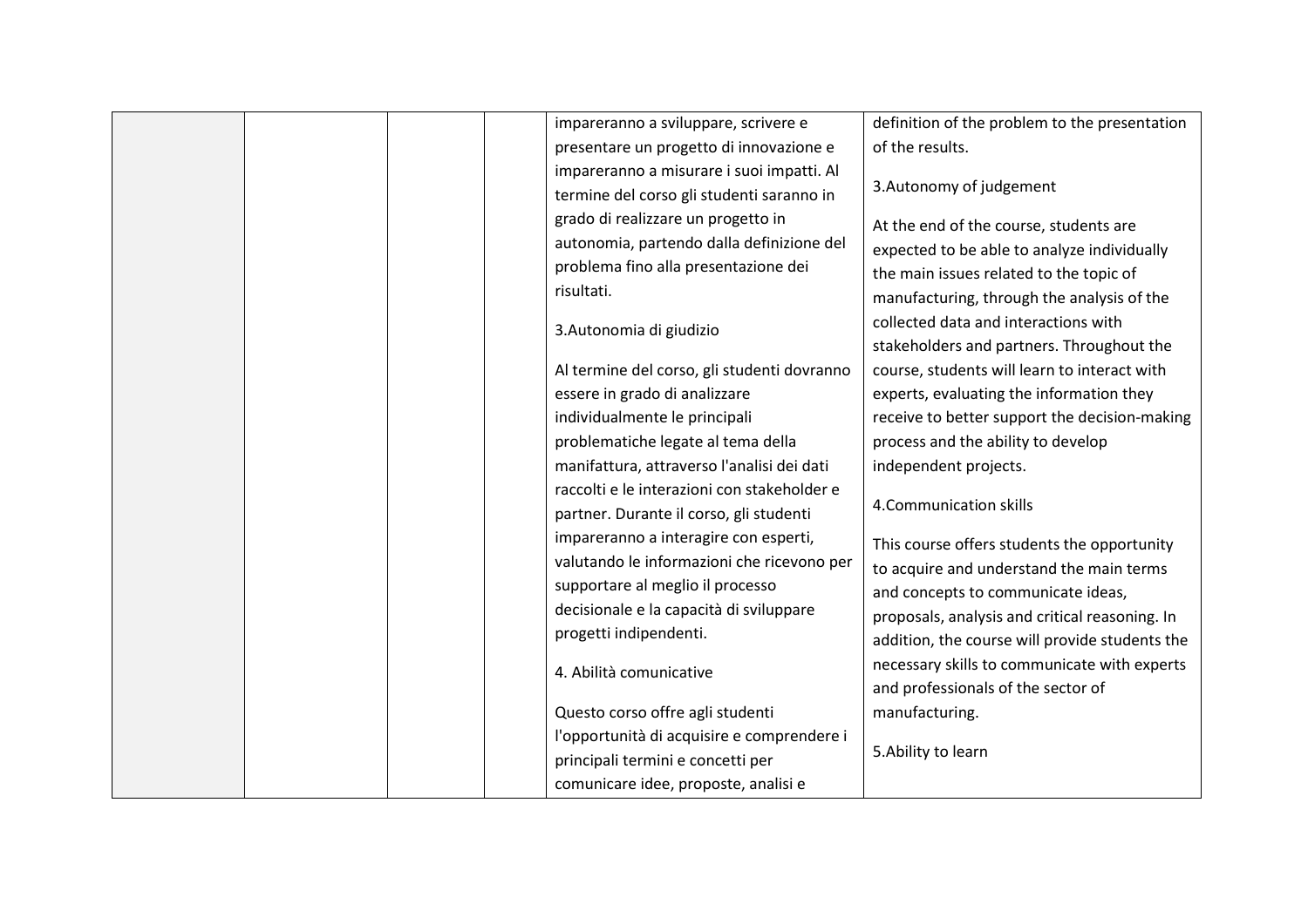| | | | | impareranno a sviluppare, scrivere e presentare un progetto di innovazione e impareranno a misurare i suoi impatti. Al termine del corso gli studenti saranno in grado di realizzare un progetto in autonomia, partendo dalla definizione del problema fino alla presentazione dei risultati.<br><br>3.Autonomia di giudizio<br><br>Al termine del corso, gli studenti dovranno essere in grado di analizzare individualmente le principali problematiche legate al tema della manifattura, attraverso l'analisi dei dati raccolti e le interazioni con stakeholder e partner. Durante il corso, gli studenti impareranno a interagire con esperti, valutando le informazioni che ricevono per supportare al meglio il processo decisionale e la capacità di sviluppare progetti indipendenti.<br><br>4. Abilità comunicative<br><br>Questo corso offre agli studenti l'opportunità di acquisire e comprendere i principali termini e concetti per comunicare idee, proposte, analisi e | definition of the problem to the presentation of the results.<br><br>3.Autonomy of judgement<br><br>At the end of the course, students are expected to be able to analyze individually the main issues related to the topic of manufacturing, through the analysis of the collected data and interactions with stakeholders and partners. Throughout the course, students will learn to interact with experts, evaluating the information they receive to better support the decision-making process and the ability to develop independent projects.<br><br>4.Communication skills<br><br>This course offers students the opportunity to acquire and understand the main terms and concepts to communicate ideas, proposals, analysis and critical reasoning. In addition, the course will provide students the necessary skills to communicate with experts and professionals of the sector of manufacturing.<br><br>5.Ability to learn |
|---|---|---|---|---|---|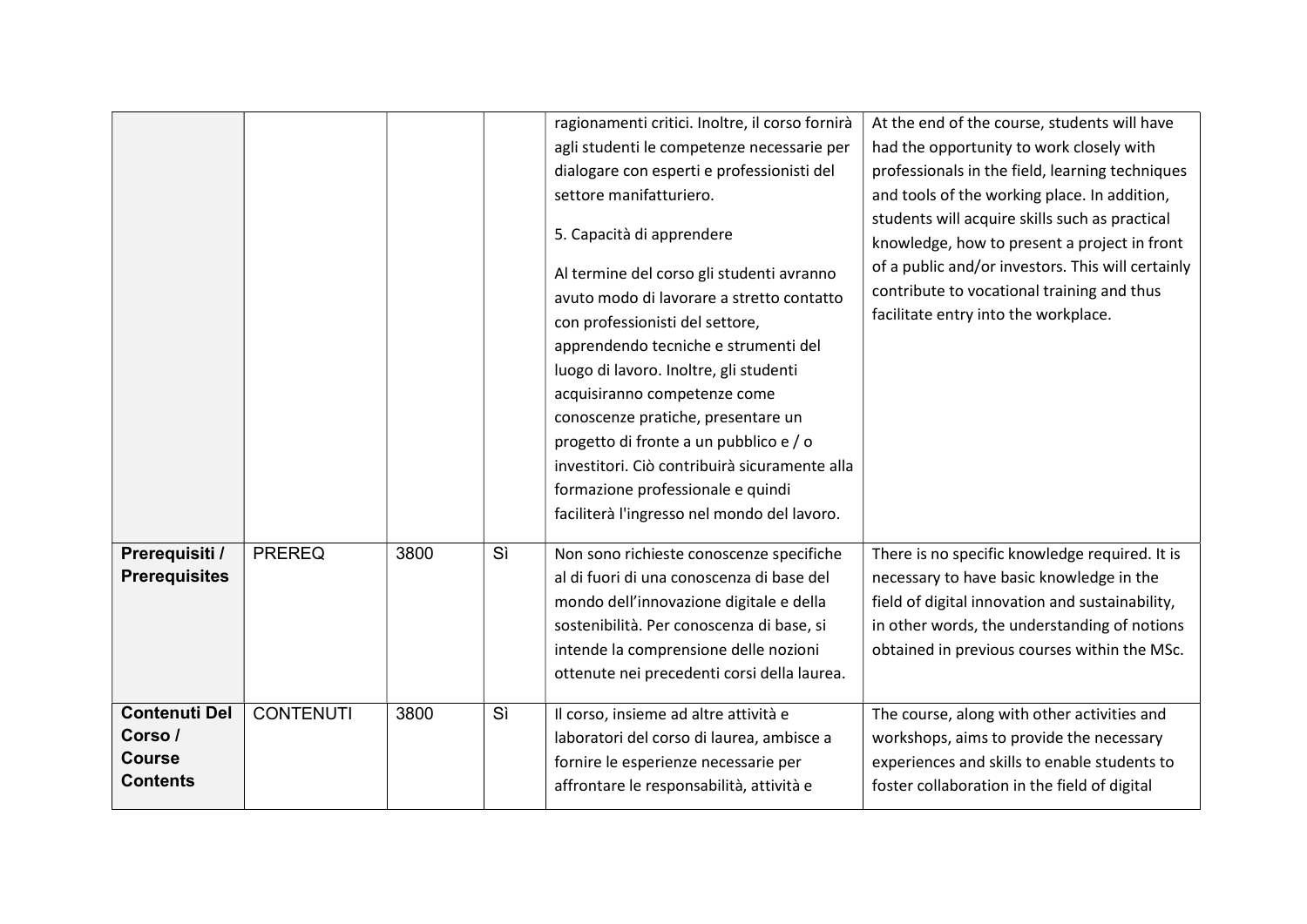| | | | | ragionamenti critici. Inoltre, il corso fornirà agli studenti le competenze necessarie per dialogare con esperti e professionisti del settore manifatturiero.<br><br>5. Capacità di apprendere<br><br>Al termine del corso gli studenti avranno avuto modo di lavorare a stretto contatto con professionisti del settore, apprendendo tecniche e strumenti del luogo di lavoro. Inoltre, gli studenti acquisiranno competenze come conoscenze pratiche, presentare un progetto di fronte a un pubblico e / o investitori. Ciò contribuirà sicuramente alla formazione professionale e quindi faciliterà l'ingresso nel mondo del lavoro. | At the end of the course, students will have had the opportunity to work closely with professionals in the field, learning techniques and tools of the working place. In addition, students will acquire skills such as practical knowledge, how to present a project in front of a public and/or investors. This will certainly contribute to vocational training and thus facilitate entry into the workplace. |
|---|---|---|---|---|---|
| **Prerequisiti / Prerequisites** | PREREQ | 3800 | Sì | Non sono richieste conoscenze specifiche al di fuori di una conoscenza di base del mondo dell'innovazione digitale e della sostenibilità. Per conoscenza di base, si intende la comprensione delle nozioni ottenute nei precedenti corsi della laurea. | There is no specific knowledge required. It is necessary to have basic knowledge in the field of digital innovation and sustainability, in other words, the understanding of notions obtained in previous courses within the MSc. |
| **Contenuti Del Corso / Course Contents** | CONTENUTI | 3800 | Sì | Il corso, insieme ad altre attività e laboratori del corso di laurea, ambisce a fornire le esperienze necessarie per affrontare le responsabilità, attività e | The course, along with other activities and workshops, aims to provide the necessary experiences and skills to enable students to foster collaboration in the field of digital |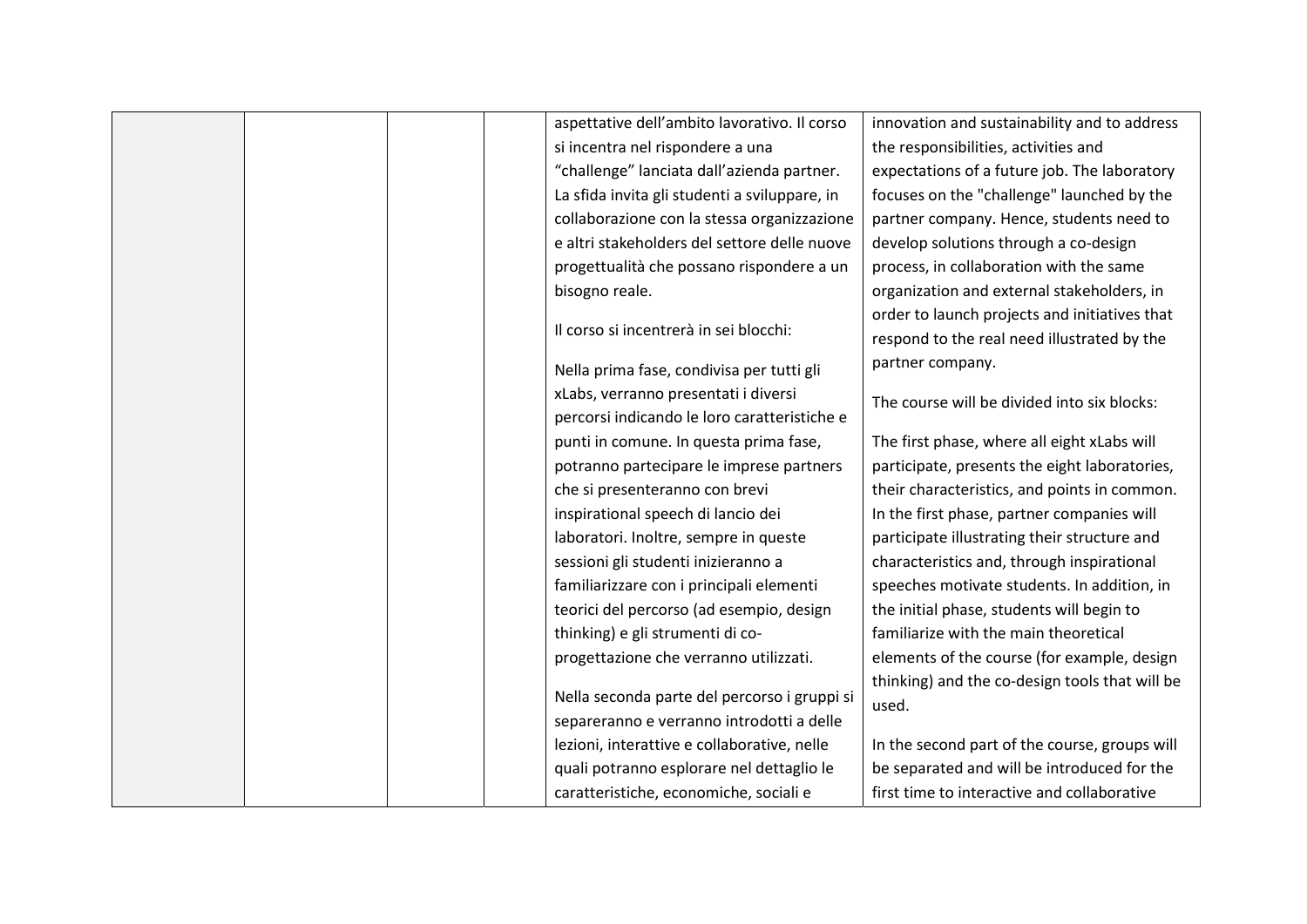|  |  |  |  | aspettative dell'ambito lavorativo. Il corso si incentra nel rispondere a una "challenge" lanciata dall'azienda partner. La sfida invita gli studenti a sviluppare, in collaborazione con la stessa organizzazione e altri stakeholders del settore delle nuove progettualità che possano rispondere a un bisogno reale.<br><br>Il corso si incentrerà in sei blocchi:<br><br>Nella prima fase, condivisa per tutti gli xLabs, verranno presentati i diversi percorsi indicando le loro caratteristiche e punti in comune. In questa prima fase, potranno partecipare le imprese partners che si presenteranno con brevi inspirational speech di lancio dei laboratori. Inoltre, sempre in queste sessioni gli studenti inizieranno a familiarizzare con i principali elementi teorici del percorso (ad esempio, design thinking) e gli strumenti di co-progettazione che verranno utilizzati.<br><br>Nella seconda parte del percorso i gruppi si separeranno e verranno introdotti a delle lezioni, interattive e collaborative, nelle quali potranno esplorare nel dettaglio le caratteristiche, economiche, sociali e | innovation and sustainability and to address the responsibilities, activities and expectations of a future job. The laboratory focuses on the "challenge" launched by the partner company. Hence, students need to develop solutions through a co-design process, in collaboration with the same organization and external stakeholders, in order to launch projects and initiatives that respond to the real need illustrated by the partner company.<br><br>The course will be divided into six blocks:<br><br>The first phase, where all eight xLabs will participate, presents the eight laboratories, their characteristics, and points in common. In the first phase, partner companies will participate illustrating their structure and characteristics and, through inspirational speeches motivate students. In addition, in the initial phase, students will begin to familiarize with the main theoretical elements of the course (for example, design thinking) and the co-design tools that will be used.<br><br>In the second part of the course, groups will be separated and will be introduced for the first time to interactive and collaborative |
|---|---|---|---|---|---|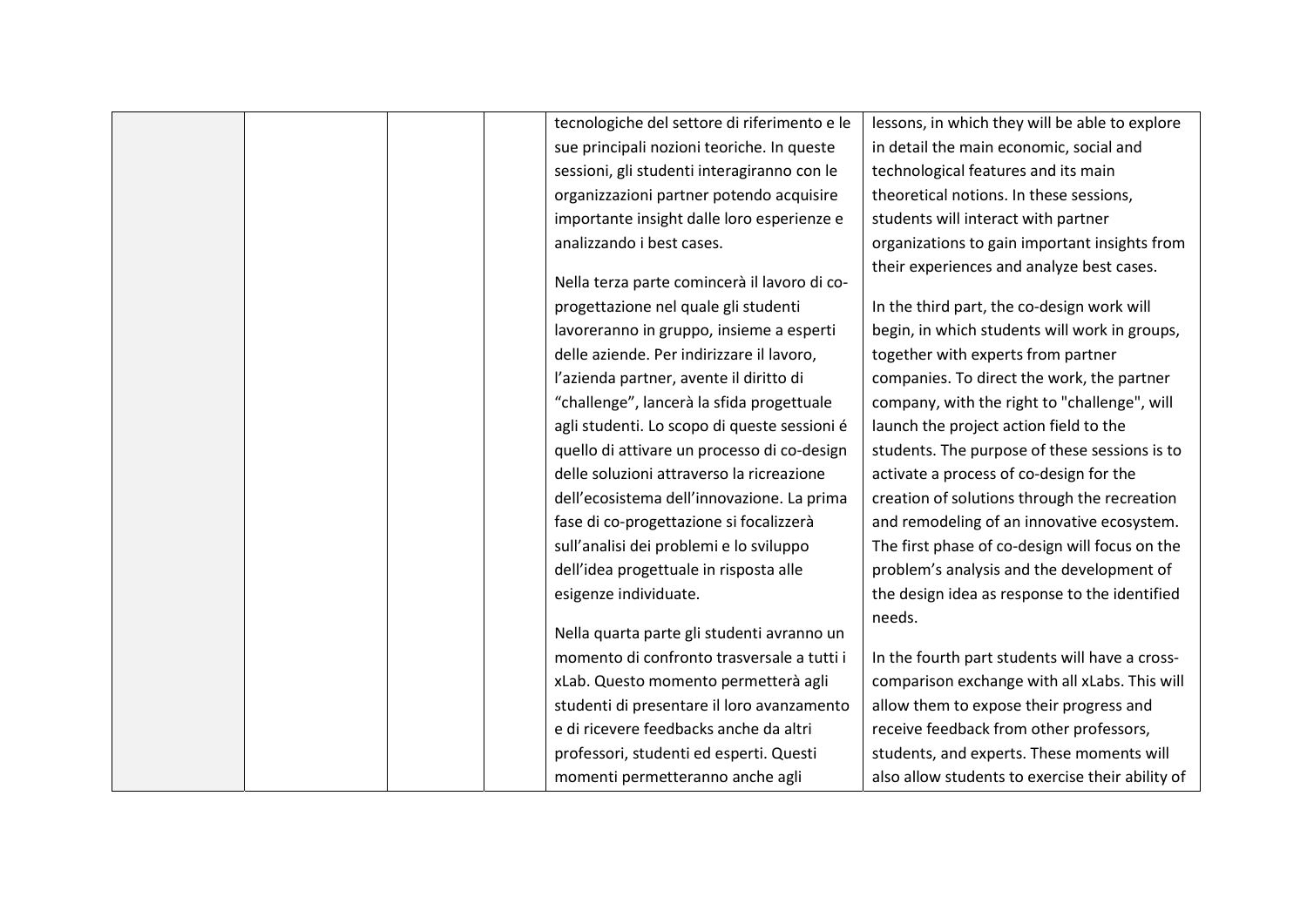| | | | | tecnologiche del settore di riferimento e le sue principali nozioni teoriche. In queste sessioni, gli studenti interagiranno con le organizzazioni partner potendo acquisire importante insight dalle loro esperienze e analizzando i best cases.<br><br>Nella terza parte comincerà il lavoro di co-progettazione nel quale gli studenti lavoreranno in gruppo, insieme a esperti delle aziende. Per indirizzare il lavoro, l'azienda partner, avente il diritto di "challenge", lancerà la sfida progettuale agli studenti. Lo scopo di queste sessioni é quello di attivare un processo di co-design delle soluzioni attraverso la ricreazione dell'ecosistema dell'innovazione. La prima fase di co-progettazione si focalizzerà sull'analisi dei problemi e lo sviluppo dell'idea progettuale in risposta alle esigenze individuate.<br><br>Nella quarta parte gli studenti avranno un momento di confronto trasversale a tutti i xLab. Questo momento permetterà agli studenti di presentare il loro avanzamento e di ricevere feedbacks anche da altri professori, studenti ed esperti. Questi momenti permetteranno anche agli | lessons, in which they will be able to explore in detail the main economic, social and technological features and its main theoretical notions. In these sessions, students will interact with partner organizations to gain important insights from their experiences and analyze best cases.<br><br>In the third part, the co-design work will begin, in which students will work in groups, together with experts from partner companies. To direct the work, the partner company, with the right to "challenge", will launch the project action field to the students. The purpose of these sessions is to activate a process of co-design for the creation of solutions through the recreation and remodeling of an innovative ecosystem. The first phase of co-design will focus on the problem's analysis and the development of the design idea as response to the identified needs.<br><br>In the fourth part students will have a cross-comparison exchange with all xLabs. This will allow them to expose their progress and receive feedback from other professors, students, and experts. These moments will also allow students to exercise their ability of |
|---|---|---|---|---|---|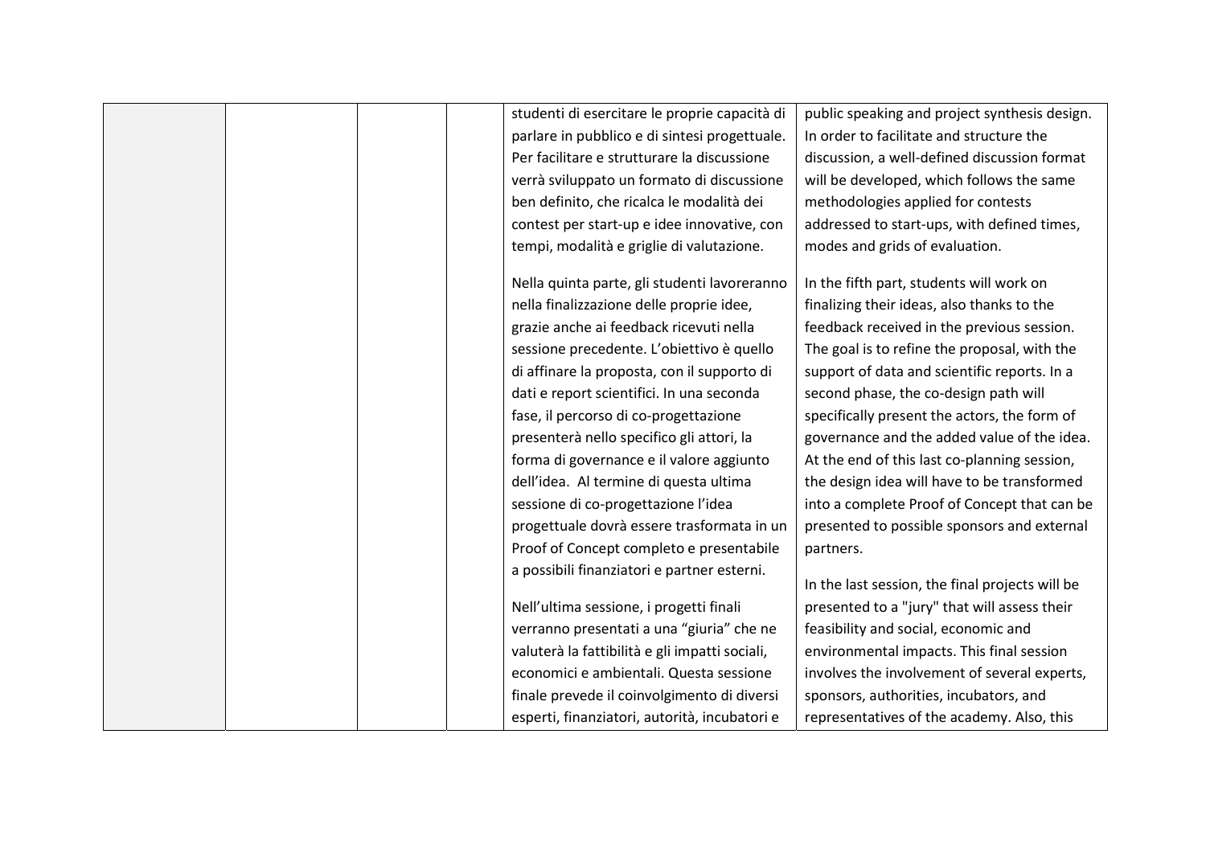|  |  |  |  | studenti di esercitare le proprie capacità di parlare in pubblico e di sintesi progettuale. Per facilitare e strutturare la discussione verrà sviluppato un formato di discussione ben definito, che ricalca le modalità dei contest per start-up e idee innovative, con tempi, modalità e griglie di valutazione.<br><br>Nella quinta parte, gli studenti lavoreranno nella finalizzazione delle proprie idee, grazie anche ai feedback ricevuti nella sessione precedente. L'obiettivo è quello di affinare la proposta, con il supporto di dati e report scientifici. In una seconda fase, il percorso di co-progettazione presenterà nello specifico gli attori, la forma di governance e il valore aggiunto dell'idea. Al termine di questa ultima sessione di co-progettazione l'idea progettuale dovrà essere trasformata in un Proof of Concept completo e presentabile a possibili finanziatori e partner esterni.<br><br>Nell'ultima sessione, i progetti finali verranno presentati a una "giuria" che ne valuterà la fattibilità e gli impatti sociali, economici e ambientali. Questa sessione finale prevede il coinvolgimento di diversi esperti, finanziatori, autorità, incubatori e | public speaking and project synthesis design. In order to facilitate and structure the discussion, a well-defined discussion format will be developed, which follows the same methodologies applied for contests addressed to start-ups, with defined times, modes and grids of evaluation.<br><br>In the fifth part, students will work on finalizing their ideas, also thanks to the feedback received in the previous session. The goal is to refine the proposal, with the support of data and scientific reports. In a second phase, the co-design path will specifically present the actors, the form of governance and the added value of the idea. At the end of this last co-planning session, the design idea will have to be transformed into a complete Proof of Concept that can be presented to possible sponsors and external partners.<br><br>In the last session, the final projects will be presented to a "jury" that will assess their feasibility and social, economic and environmental impacts. This final session involves the involvement of several experts, sponsors, authorities, incubators, and representatives of the academy. Also, this |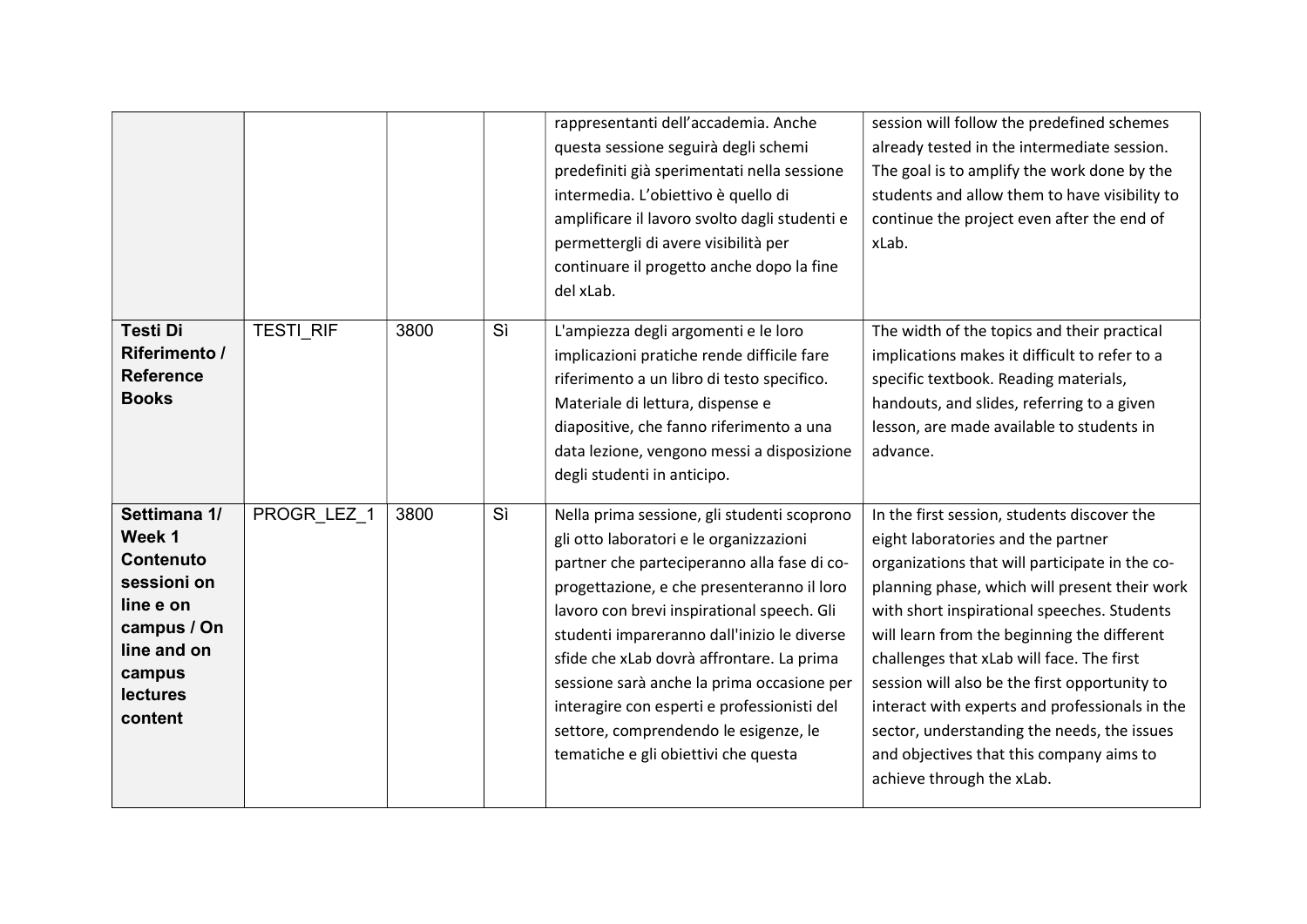| | | | | rappresentanti dell'accademia. Anche questa sessione seguirà degli schemi predefiniti già sperimentati nella sessione intermedia. L'obiettivo è quello di amplificare il lavoro svolto dagli studenti e permettergli di avere visibilità per continuare il progetto anche dopo la fine del xLab. | session will follow the predefined schemes already tested in the intermediate session. The goal is to amplify the work done by the students and allow them to have visibility to continue the project even after the end of xLab. |
|---|---|---|---|---|---|
| **Testi Di Riferimento / Reference Books** | TESTI_RIF | 3800 | Sì | L'ampiezza degli argomenti e le loro implicazioni pratiche rende difficile fare riferimento a un libro di testo specifico. Materiale di lettura, dispense e diapositive, che fanno riferimento a una data lezione, vengono messi a disposizione degli studenti in anticipo. | The width of the topics and their practical implications makes it difficult to refer to a specific textbook. Reading materials, handouts, and slides, referring to a given lesson, are made available to students in advance. |
| **Settimana 1/ Week 1 Contenuto sessioni on line e on campus / On line and on campus lectures content** | PROGR_LEZ_1 | 3800 | Sì | Nella prima sessione, gli studenti scoprono gli otto laboratori e le organizzazioni partner che parteciperanno alla fase di co-progettazione, e che presenteranno il loro lavoro con brevi inspirational speech. Gli studenti impareranno dall'inizio le diverse sfide che xLab dovrà affrontare. La prima sessione sarà anche la prima occasione per interagire con esperti e professionisti del settore, comprendendo le esigenze, le tematiche e gli obiettivi che questa | In the first session, students discover the eight laboratories and the partner organizations that will participate in the co-planning phase, which will present their work with short inspirational speeches. Students will learn from the beginning the different challenges that xLab will face. The first session will also be the first opportunity to interact with experts and professionals in the sector, understanding the needs, the issues and objectives that this company aims to achieve through the xLab. |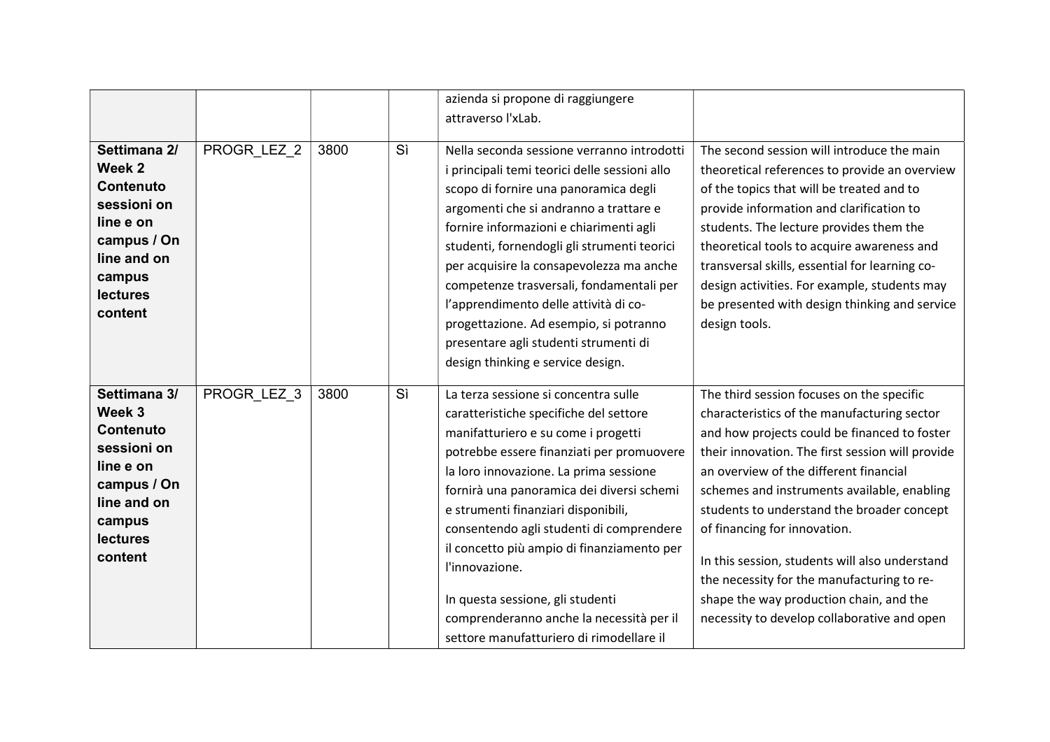| | | | | azienda si propone di raggiungere attraverso l'xLab. | |
|---|---|---|---|---|---|
| **Settimana 2/ Week 2 Contenuto sessioni on line e on campus / On line and on campus lectures content** | PROGR_LEZ_2 | 3800 | Sì | Nella seconda sessione verranno introdotti i principali temi teorici delle sessioni allo scopo di fornire una panoramica degli argomenti che si andranno a trattare e fornire informazioni e chiarimenti agli studenti, fornendogli gli strumenti teorici per acquisire la consapevolezza ma anche competenze trasversali, fondamentali per l'apprendimento delle attività di co-progettazione. Ad esempio, si potranno presentare agli studenti strumenti di design thinking e service design. | The second session will introduce the main theoretical references to provide an overview of the topics that will be treated and to provide information and clarification to students. The lecture provides them the theoretical tools to acquire awareness and transversal skills, essential for learning co-design activities. For example, students may be presented with design thinking and service design tools. |
| **Settimana 3/ Week 3 Contenuto sessioni on line e on campus / On line and on campus lectures content** | PROGR_LEZ_3 | 3800 | Sì | La terza sessione si concentra sulle caratteristiche specifiche del settore manifatturiero e su come i progetti potrebbe essere finanziati per promuovere la loro innovazione. La prima sessione fornirà una panoramica dei diversi schemi e strumenti finanziari disponibili, consentendo agli studenti di comprendere il concetto più ampio di finanziamento per l'innovazione.<br><br>In questa sessione, gli studenti comprenderanno anche la necessità per il settore manufatturiero di rimodellare il | The third session focuses on the specific characteristics of the manufacturing sector and how projects could be financed to foster their innovation. The first session will provide an overview of the different financial schemes and instruments available, enabling students to understand the broader concept of financing for innovation.<br><br>In this session, students will also understand the necessity for the manufacturing to re-shape the way production chain, and the necessity to develop collaborative and open |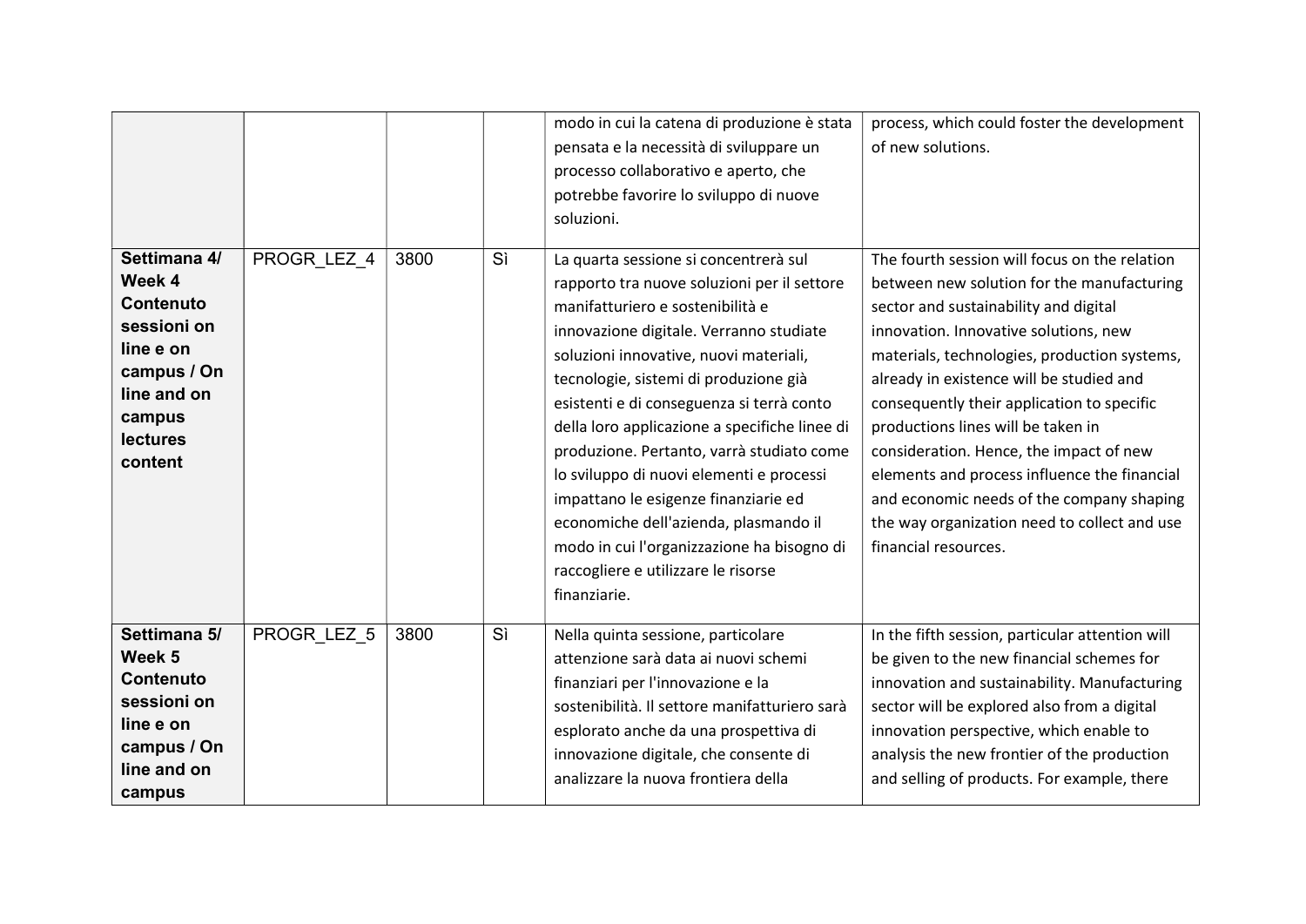| | | | | | |
|---|---|---|---|---|---|
| | | | | modo in cui la catena di produzione è stata pensata e la necessità di sviluppare un processo collaborativo e aperto, che potrebbe favorire lo sviluppo di nuove soluzioni. | process, which could foster the development of new solutions. |
| **Settimana 4/ Week 4 Contenuto sessioni on line e on campus / On line and on campus lectures content** | PROGR_LEZ_4 | 3800 | Sì | La quarta sessione si concentrerà sul rapporto tra nuove soluzioni per il settore manifatturiero e sostenibilità e innovazione digitale. Verranno studiate soluzioni innovative, nuovi materiali, tecnologie, sistemi di produzione già esistenti e di conseguenza si terrà conto della loro applicazione a specifiche linee di produzione. Pertanto, varrà studiato come lo sviluppo di nuovi elementi e processi impattano le esigenze finanziarie ed economiche dell'azienda, plasmando il modo in cui l'organizzazione ha bisogno di raccogliere e utilizzare le risorse finanziarie. | The fourth session will focus on the relation between new solution for the manufacturing sector and sustainability and digital innovation. Innovative solutions, new materials, technologies, production systems, already in existence will be studied and consequently their application to specific productions lines will be taken in consideration. Hence, the impact of new elements and process influence the financial and economic needs of the company shaping the way organization need to collect and use financial resources. |
| **Settimana 5/ Week 5 Contenuto sessioni on line e on campus / On line and on campus** | PROGR_LEZ_5 | 3800 | Sì | Nella quinta sessione, particolare attenzione sarà data ai nuovi schemi finanziari per l'innovazione e la sostenibilità. Il settore manifatturiero sarà esplorato anche da una prospettiva di innovazione digitale, che consente di analizzare la nuova frontiera della | In the fifth session, particular attention will be given to the new financial schemes for innovation and sustainability. Manufacturing sector will be explored also from a digital innovation perspective, which enable to analysis the new frontier of the production and selling of products. For example, there |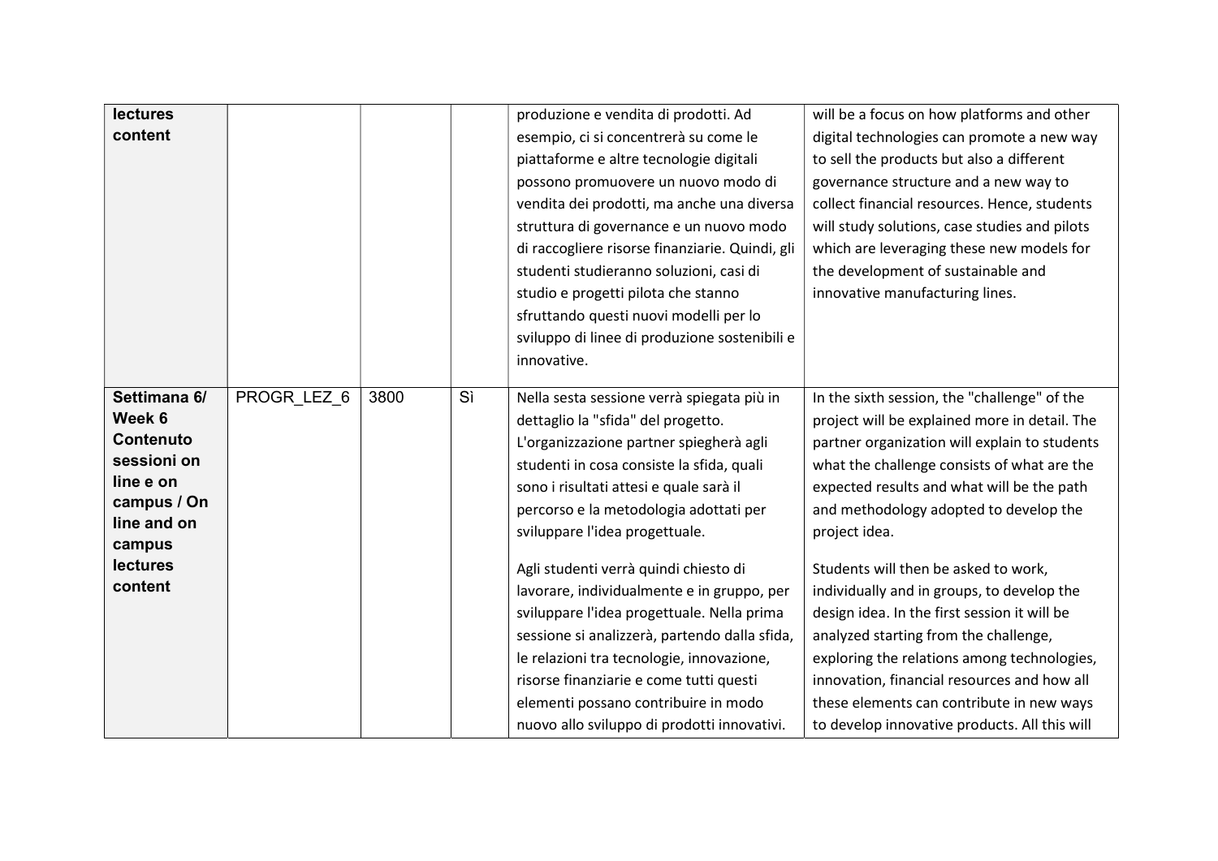| | | | | | |
|---|---|---|---|---|---|
| **lectures content** | | | | produzione e vendita di prodotti. Ad esempio, ci si concentrerà su come le piattaforme e altre tecnologie digitali possono promuovere un nuovo modo di vendita dei prodotti, ma anche una diversa struttura di governance e un nuovo modo di raccogliere risorse finanziarie. Quindi, gli studenti studieranno soluzioni, casi di studio e progetti pilota che stanno sfruttando questi nuovi modelli per lo sviluppo di linee di produzione sostenibili e innovative. | will be a focus on how platforms and other digital technologies can promote a new way to sell the products but also a different governance structure and a new way to collect financial resources. Hence, students will study solutions, case studies and pilots which are leveraging these new models for the development of sustainable and innovative manufacturing lines. |
| **Settimana 6/ Week 6 Contenuto sessioni on line e on campus / On line and on campus lectures content** | PROGR_LEZ_6 | 3800 | Sì | Nella sesta sessione verrà spiegata più in dettaglio la "sfida" del progetto. L'organizzazione partner spiegherà agli studenti in cosa consiste la sfida, quali sono i risultati attesi e quale sarà il percorso e la metodologia adottati per sviluppare l'idea progettuale.<br><br>Agli studenti verrà quindi chiesto di lavorare, individualmente e in gruppo, per sviluppare l'idea progettuale. Nella prima sessione si analizzerà, partendo dalla sfida, le relazioni tra tecnologie, innovazione, risorse finanziarie e come tutti questi elementi possano contribuire in modo nuovo allo sviluppo di prodotti innovativi. | In the sixth session, the "challenge" of the project will be explained more in detail. The partner organization will explain to students what the challenge consists of what are the expected results and what will be the path and methodology adopted to develop the project idea.<br><br>Students will then be asked to work, individually and in groups, to develop the design idea. In the first session it will be analyzed starting from the challenge, exploring the relations among technologies, innovation, financial resources and how all these elements can contribute in new ways to develop innovative products. All this will |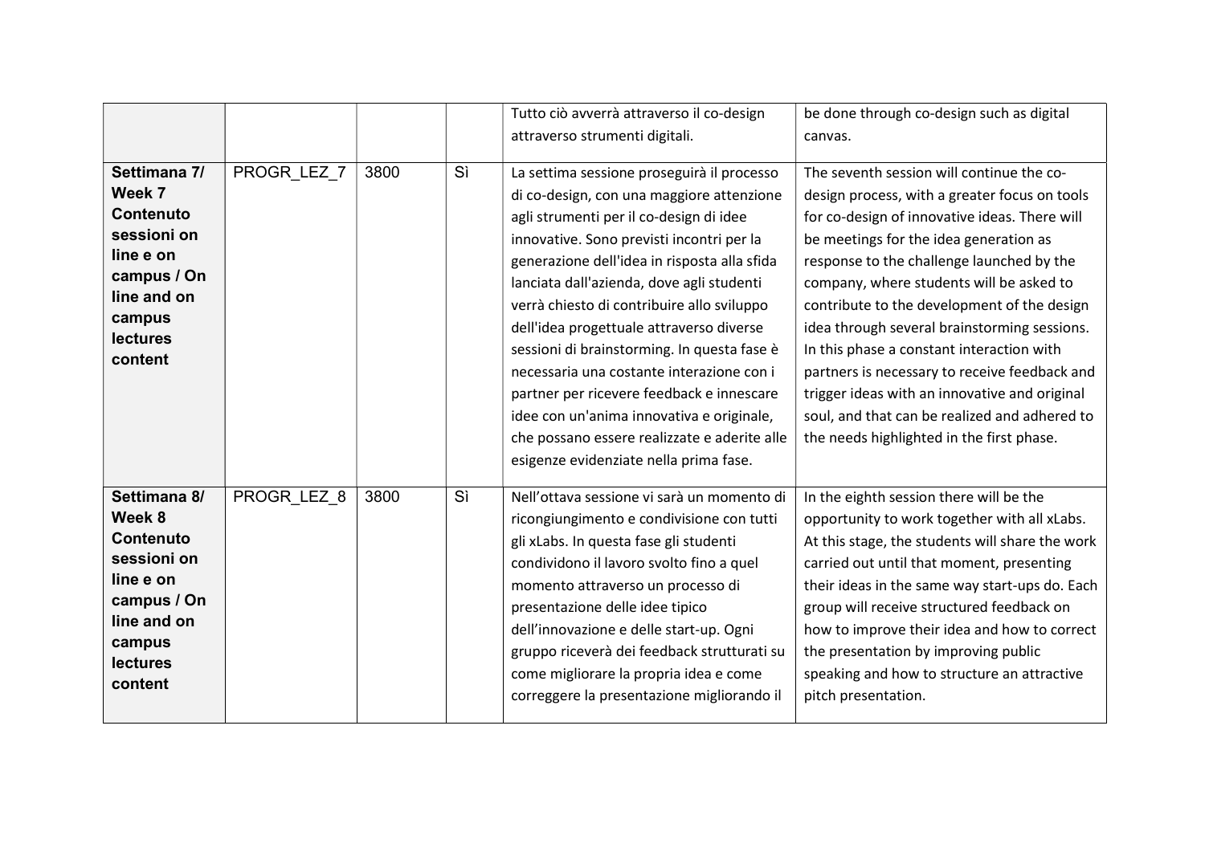| | | | | Tutto ciò avverrà attraverso il co-design attraverso strumenti digitali. | be done through co-design such as digital canvas. |
|---|---|---|---|---|---|
| **Settimana 7/ Week 7 Contenuto sessioni on line e on campus / On line and on campus lectures content** | PROGR_LEZ_7 | 3800 | Sì | La settima sessione proseguirà il processo di co-design, con una maggiore attenzione agli strumenti per il co-design di idee innovative. Sono previsti incontri per la generazione dell'idea in risposta alla sfida lanciata dall'azienda, dove agli studenti verrà chiesto di contribuire allo sviluppo dell'idea progettuale attraverso diverse sessioni di brainstorming. In questa fase è necessaria una costante interazione con i partner per ricevere feedback e innescare idee con un'anima innovativa e originale, che possano essere realizzate e aderite alle esigenze evidenziate nella prima fase. | The seventh session will continue the co-design process, with a greater focus on tools for co-design of innovative ideas. There will be meetings for the idea generation as response to the challenge launched by the company, where students will be asked to contribute to the development of the design idea through several brainstorming sessions. In this phase a constant interaction with partners is necessary to receive feedback and trigger ideas with an innovative and original soul, and that can be realized and adhered to the needs highlighted in the first phase. |
| **Settimana 8/ Week 8 Contenuto sessioni on line e on campus / On line and on campus lectures content** | PROGR_LEZ_8 | 3800 | Sì | Nell'ottava sessione vi sarà un momento di ricongiungimento e condivisione con tutti gli xLabs. In questa fase gli studenti condividono il lavoro svolto fino a quel momento attraverso un processo di presentazione delle idee tipico dell'innovazione e delle start-up. Ogni gruppo riceverà dei feedback strutturati su come migliorare la propria idea e come correggere la presentazione migliorando il | In the eighth session there will be the opportunity to work together with all xLabs. At this stage, the students will share the work carried out until that moment, presenting their ideas in the same way start-ups do. Each group will receive structured feedback on how to improve their idea and how to correct the presentation by improving public speaking and how to structure an attractive pitch presentation. |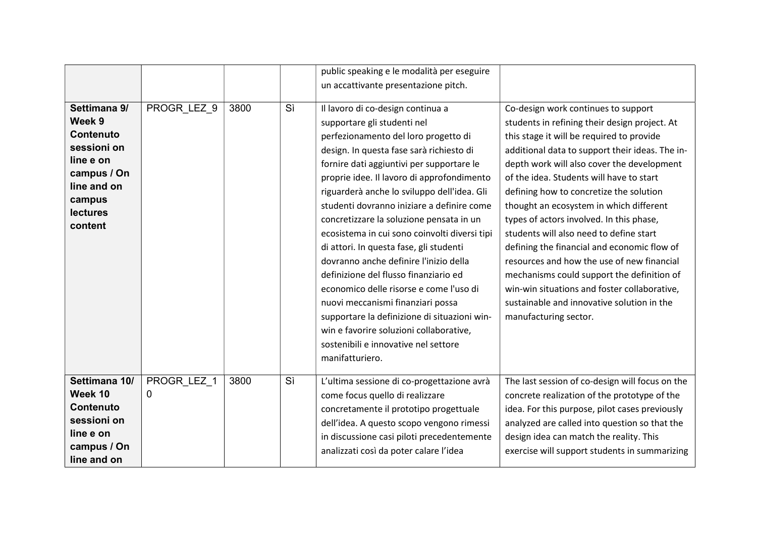| | | | | public speaking e le modalità per eseguire un accattivante presentazione pitch. | |
|---|---|---|---|---|---|
| **Settimana 9/ Week 9 Contenuto sessioni on line e on campus / On line and on campus lectures content** | PROGR_LEZ_9 | 3800 | Sì | Il lavoro di co-design continua a supportare gli studenti nel perfezionamento del loro progetto di design. In questa fase sarà richiesto di fornire dati aggiuntivi per supportare le proprie idee. Il lavoro di approfondimento riguarderà anche lo sviluppo dell'idea. Gli studenti dovranno iniziare a definire come concretizzare la soluzione pensata in un ecosistema in cui sono coinvolti diversi tipi di attori. In questa fase, gli studenti dovranno anche definire l'inizio della definizione del flusso finanziario ed economico delle risorse e come l'uso di nuovi meccanismi finanziari possa supportare la definizione di situazioni win-win e favorire soluzioni collaborative, sostenibili e innovative nel settore manifatturiero. | Co-design work continues to support students in refining their design project. At this stage it will be required to provide additional data to support their ideas. The in-depth work will also cover the development of the idea. Students will have to start defining how to concretize the solution thought an ecosystem in which different types of actors involved. In this phase, students will also need to define start defining the financial and economic flow of resources and how the use of new financial mechanisms could support the definition of win-win situations and foster collaborative, sustainable and innovative solution in the manufacturing sector. |
| **Settimana 10/ Week 10 Contenuto sessioni on line e on campus / On line and on** | PROGR_LEZ_10 | 3800 | Sì | L'ultima sessione di co-progettazione avrà come focus quello di realizzare concretamente il prototipo progettuale dell'idea. A questo scopo vengono rimessi in discussione casi piloti precedentemente analizzati così da poter calare l'idea | The last session of co-design will focus on the concrete realization of the prototype of the idea. For this purpose, pilot cases previously analyzed are called into question so that the design idea can match the reality. This exercise will support students in summarizing |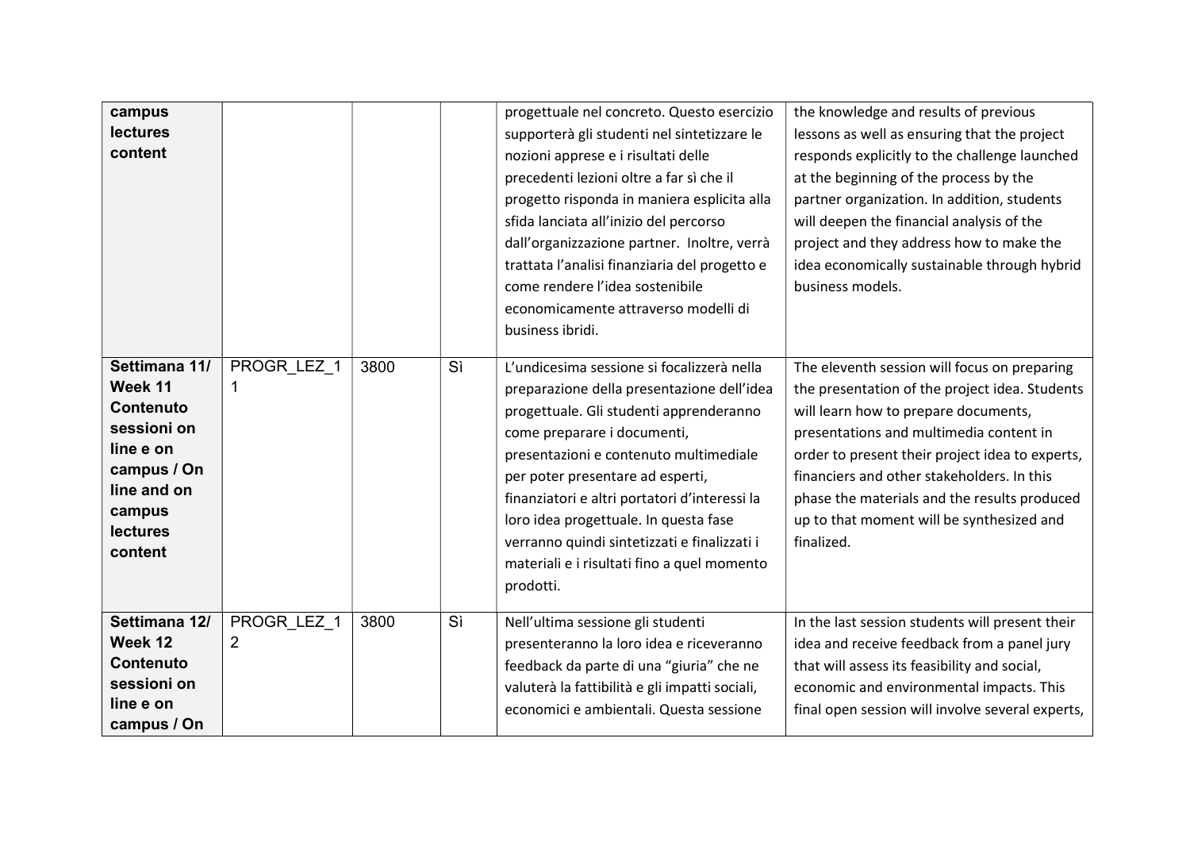| | | | | | |
|---|---|---|---|---|---|
| **campus lectures content** | | | | progettuale nel concreto. Questo esercizio supporterà gli studenti nel sintetizzare le nozioni apprese e i risultati delle precedenti lezioni oltre a far sì che il progetto risponda in maniera esplicita alla sfida lanciata all'inizio del percorso dall'organizzazione partner. Inoltre, verrà trattata l'analisi finanziaria del progetto e come rendere l'idea sostenibile economicamente attraverso modelli di business ibridi. | the knowledge and results of previous lessons as well as ensuring that the project responds explicitly to the challenge launched at the beginning of the process by the partner organization. In addition, students will deepen the financial analysis of the project and they address how to make the idea economically sustainable through hybrid business models. |
| **Settimana 11/ Week 11 Contenuto sessioni on line e on campus / On line and on campus lectures content** | PROGR_LEZ_11 | 3800 | Sì | L'undicesima sessione si focalizzerà nella preparazione della presentazione dell'idea progettuale. Gli studenti apprenderanno come preparare i documenti, presentazioni e contenuto multimediale per poter presentare ad esperti, finanziatori e altri portatori d'interessi la loro idea progettuale. In questa fase verranno quindi sintetizzati e finalizzati i materiali e i risultati fino a quel momento prodotti. | The eleventh session will focus on preparing the presentation of the project idea. Students will learn how to prepare documents, presentations and multimedia content in order to present their project idea to experts, financiers and other stakeholders. In this phase the materials and the results produced up to that moment will be synthesized and finalized. |
| **Settimana 12/ Week 12 Contenuto sessioni on line e on campus / On** | PROGR_LEZ_12 | 3800 | Sì | Nell'ultima sessione gli studenti presenteranno la loro idea e riceveranno feedback da parte di una "giuria" che ne valuterà la fattibilità e gli impatti sociali, economici e ambientali. Questa sessione | In the last session students will present their idea and receive feedback from a panel jury that will assess its feasibility and social, economic and environmental impacts. This final open session will involve several experts, |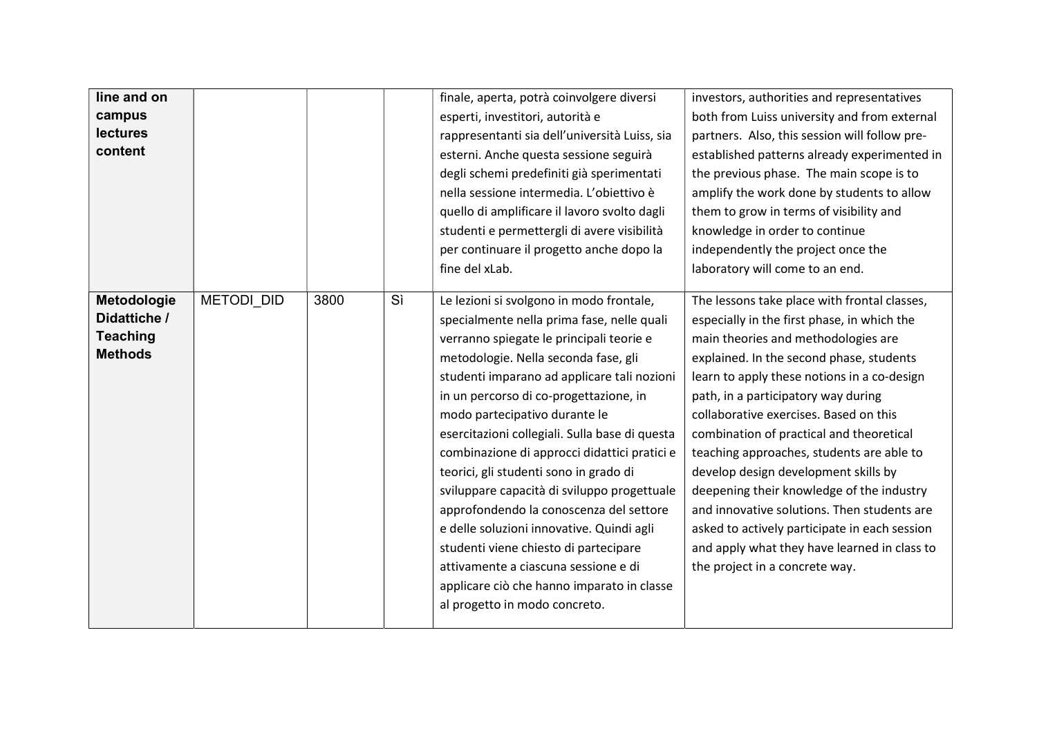| | | | | | |
|---|---|---|---|---|---|
| **line and on campus lectures content** | | | | finale, aperta, potrà coinvolgere diversi esperti, investitori, autorità e rappresentanti sia dell'università Luiss, sia esterni. Anche questa sessione seguirà degli schemi predefiniti già sperimentati nella sessione intermedia. L'obiettivo è quello di amplificare il lavoro svolto dagli studenti e permettergli di avere visibilità per continuare il progetto anche dopo la fine del xLab. | investors, authorities and representatives both from Luiss university and from external partners. Also, this session will follow pre-established patterns already experimented in the previous phase. The main scope is to amplify the work done by students to allow them to grow in terms of visibility and knowledge in order to continue independently the project once the laboratory will come to an end. |
| **Metodologie Didattiche / Teaching Methods** | METODI_DID | 3800 | Sì | Le lezioni si svolgono in modo frontale, specialmente nella prima fase, nelle quali verranno spiegate le principali teorie e metodologie. Nella seconda fase, gli studenti imparano ad applicare tali nozioni in un percorso di co-progettazione, in modo partecipativo durante le esercitazioni collegiali. Sulla base di questa combinazione di approcci didattici pratici e teorici, gli studenti sono in grado di sviluppare capacità di sviluppo progettuale approfondendo la conoscenza del settore e delle soluzioni innovative. Quindi agli studenti viene chiesto di partecipare attivamente a ciascuna sessione e di applicare ciò che hanno imparato in classe al progetto in modo concreto. | The lessons take place with frontal classes, especially in the first phase, in which the main theories and methodologies are explained. In the second phase, students learn to apply these notions in a co-design path, in a participatory way during collaborative exercises. Based on this combination of practical and theoretical teaching approaches, students are able to develop design development skills by deepening their knowledge of the industry and innovative solutions. Then students are asked to actively participate in each session and apply what they have learned in class to the project in a concrete way. |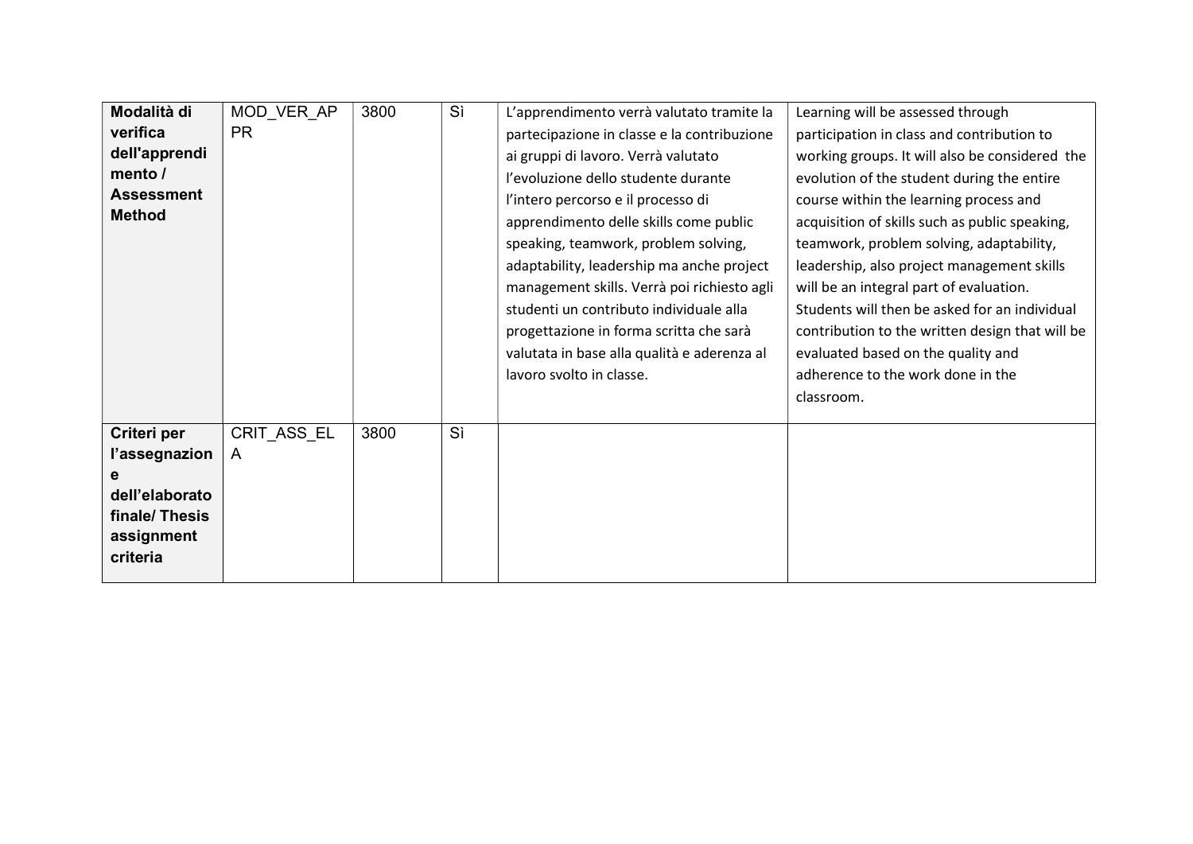| | | | | | |
|---|---|---|---|---|---|
| **Modalità di verifica dell'apprendimento / Assessment Method** | MOD_VER_APPR | 3800 | Sì | L'apprendimento verrà valutato tramite la partecipazione in classe e la contribuzione ai gruppi di lavoro. Verrà valutato l'evoluzione dello studente durante l'intero percorso e il processo di apprendimento delle skills come public speaking, teamwork, problem solving, adaptability, leadership ma anche project management skills. Verrà poi richiesto agli studenti un contributo individuale alla progettazione in forma scritta che sarà valutata in base alla qualità e aderenza al lavoro svolto in classe. | Learning will be assessed through participation in class and contribution to working groups. It will also be considered the evolution of the student during the entire course within the learning process and acquisition of skills such as public speaking, teamwork, problem solving, adaptability, leadership, also project management skills will be an integral part of evaluation. Students will then be asked for an individual contribution to the written design that will be evaluated based on the quality and adherence to the work done in the classroom. |
| **Criteri per l'assegnazione dell'elaborato finale/ Thesis assignment criteria** | CRIT_ASS_ELA | 3800 | Sì | | |